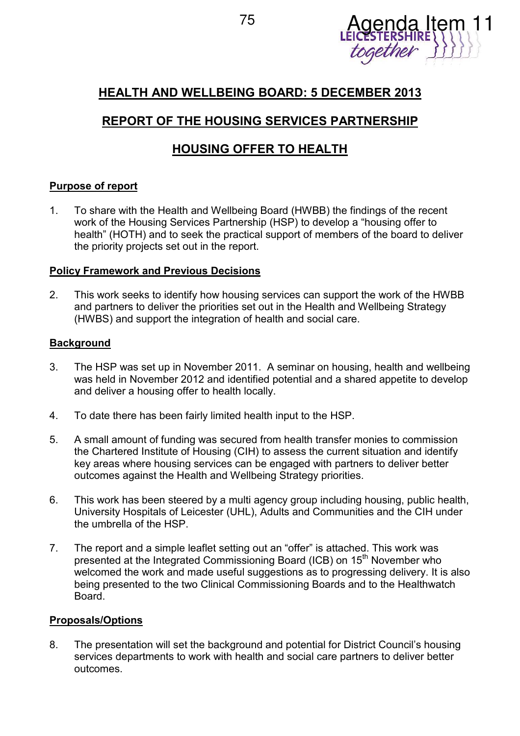Agenda Item 11

## HEALTH AND WELLBEING BOARD: 5 DECEMBER 2013

## REPORT OF THE HOUSING SERVICES PARTNERSHIP

## HOUSING OFFER TO HEALTH

### Purpose of report

1. To share with the Health and Wellbeing Board (HWBB) the findings of the recent work of the Housing Services Partnership (HSP) to develop a "housing offer to health" (HOTH) and to seek the practical support of members of the board to deliver the priority projects set out in the report.

### Policy Framework and Previous Decisions

2. This work seeks to identify how housing services can support the work of the HWBB and partners to deliver the priorities set out in the Health and Wellbeing Strategy (HWBS) and support the integration of health and social care.

### Background

3. The HSP was set up in November 2011. A seminar on housing, health and wellbeing was held in November 2012 and identified potential and a shared appetite to develop and deliver a housing offer to health locally.

4. To date there has been fairly limited health input to the HSP.

5. A small amount of funding was secured from health transfer monies to commission the Chartered Institute of Housing (CIH) to assess the current situation and identify key areas where housing services can be engaged with partners to deliver better outcomes against the Health and Wellbeing Strategy priorities.

6. This work has been steered by a multi agency group including housing, public health, University Hospitals of Leicester (UHL), Adults and Communities and the CIH under the umbrella of the HSP.

7. The report and a simple leaflet setting out an "offer" is attached. This work was presented at the Integrated Commissioning Board (ICB) on 15th November who welcomed the work and made useful suggestions as to progressing delivery. It is also being presented to the two Clinical Commissioning Boards and to the Healthwatch Board.

### Proposals/Options

8. The presentation will set the background and potential for District Council's housing services departments to work with health and social care partners to deliver better outcomes.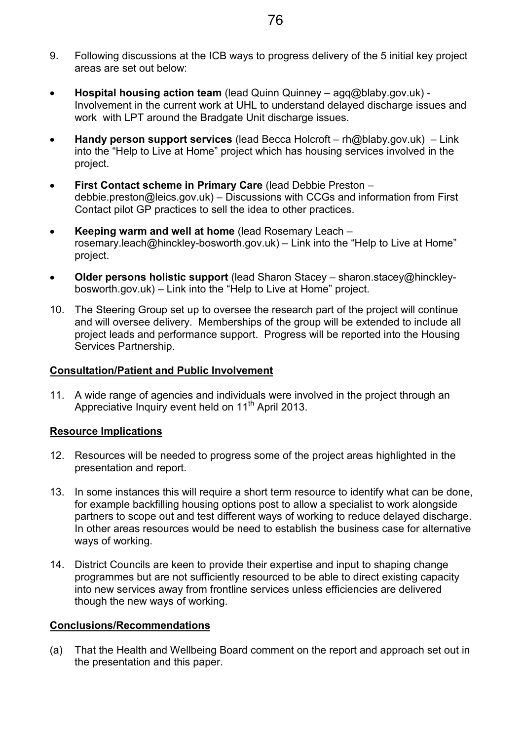9. Following discussions at the ICB ways to progress delivery of the 5 initial key project areas are set out below:

- **Hospital housing action team** (lead Quinn Quinney – agq@blaby.gov.uk) - Involvement in the current work at UHL to understand delayed discharge issues and work with LPT around the Bradgate Unit discharge issues.
- **Handy person support services** (lead Becca Holcroft – rh@blaby.gov.uk) – Link into the "Help to Live at Home" project which has housing services involved in the project.
- **First Contact scheme in Primary Care** (lead Debbie Preston – debbie.preston@leics.gov.uk) – Discussions with CCGs and information from First Contact pilot GP practices to sell the idea to other practices.
- **Keeping warm and well at home** (lead Rosemary Leach – rosemary.leach@hinckley-bosworth.gov.uk) – Link into the "Help to Live at Home" project.
- **Older persons holistic support** (lead Sharon Stacey – sharon.stacey@hinckley-bosworth.gov.uk) – Link into the "Help to Live at Home" project.

10. The Steering Group set up to oversee the research part of the project will continue and will oversee delivery. Memberships of the group will be extended to include all project leads and performance support. Progress will be reported into the Housing Services Partnership.

## Consultation/Patient and Public Involvement

11. A wide range of agencies and individuals were involved in the project through an Appreciative Inquiry event held on 11th April 2013.

## Resource Implications

12. Resources will be needed to progress some of the project areas highlighted in the presentation and report.

13. In some instances this will require a short term resource to identify what can be done, for example backfilling housing options post to allow a specialist to work alongside partners to scope out and test different ways of working to reduce delayed discharge. In other areas resources would be need to establish the business case for alternative ways of working.

14. District Councils are keen to provide their expertise and input to shaping change programmes but are not sufficiently resourced to be able to direct existing capacity into new services away from frontline services unless efficiencies are delivered though the new ways of working.

## Conclusions/Recommendations

(a) That the Health and Wellbeing Board comment on the report and approach set out in the presentation and this paper.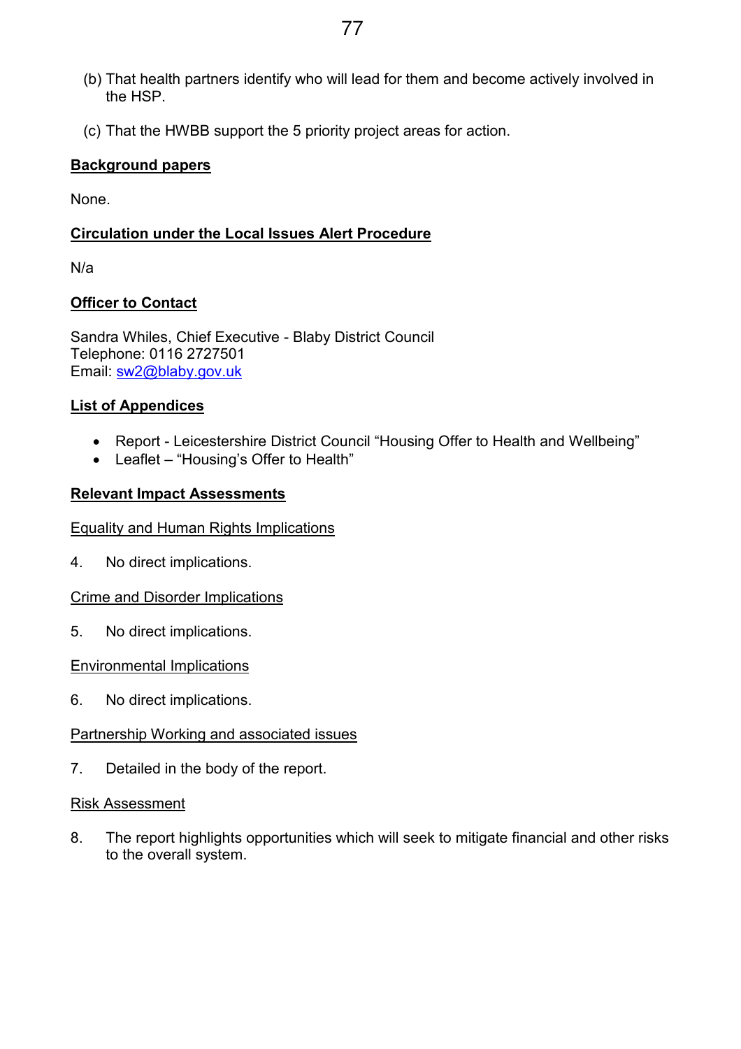(b) That health partners identify who will lead for them and become actively involved in the HSP.

(c) That the HWBB support the 5 priority project areas for action.

**Background papers**

None.

**Circulation under the Local Issues Alert Procedure**

N/a

**Officer to Contact**

Sandra Whiles, Chief Executive - Blaby District Council
Telephone: 0116 2727501
Email: sw2@blaby.gov.uk

**List of Appendices**

- Report - Leicestershire District Council "Housing Offer to Health and Wellbeing"
- Leaflet – "Housing's Offer to Health"

**Relevant Impact Assessments**

Equality and Human Rights Implications

4. No direct implications.

Crime and Disorder Implications

5. No direct implications.

Environmental Implications

6. No direct implications.

Partnership Working and associated issues

7. Detailed in the body of the report.

Risk Assessment

8. The report highlights opportunities which will seek to mitigate financial and other risks to the overall system.